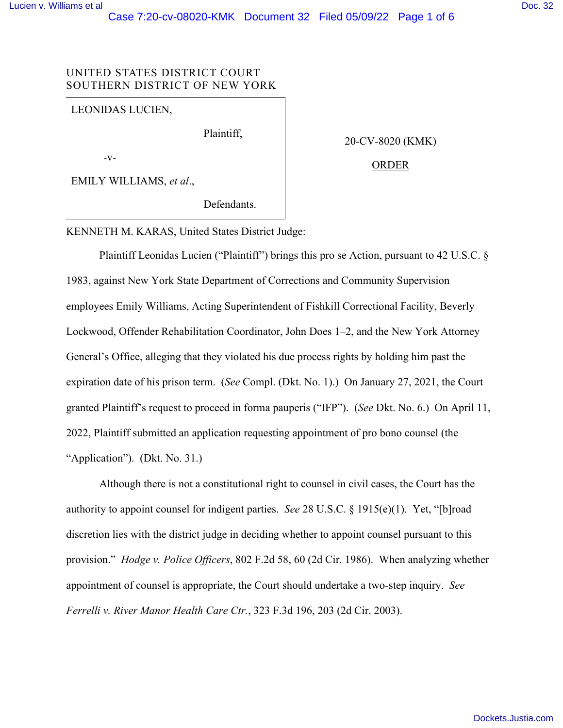UNITED STATES DISTRICT COURT
SOUTHERN DISTRICT OF NEW YORK

LEONIDAS LUCIEN,

Plaintiff,

-v-

EMILY WILLIAMS, *et al*.,

Defendants.

20-CV-8020 (KMK)

ORDER

KENNETH M. KARAS, United States District Judge:

Plaintiff Leonidas Lucien ("Plaintiff") brings this pro se Action, pursuant to 42 U.S.C. § 1983, against New York State Department of Corrections and Community Supervision employees Emily Williams, Acting Superintendent of Fishkill Correctional Facility, Beverly Lockwood, Offender Rehabilitation Coordinator, John Does 1–2, and the New York Attorney General's Office, alleging that they violated his due process rights by holding him past the expiration date of his prison term. (*See* Compl. (Dkt. No. 1).) On January 27, 2021, the Court granted Plaintiff's request to proceed in forma pauperis ("IFP"). (*See* Dkt. No. 6.) On April 11, 2022, Plaintiff submitted an application requesting appointment of pro bono counsel (the "Application"). (Dkt. No. 31.)

Although there is not a constitutional right to counsel in civil cases, the Court has the authority to appoint counsel for indigent parties. *See* 28 U.S.C. § 1915(e)(1). Yet, "[b]road discretion lies with the district judge in deciding whether to appoint counsel pursuant to this provision." *Hodge v. Police Officers*, 802 F.2d 58, 60 (2d Cir. 1986). When analyzing whether appointment of counsel is appropriate, the Court should undertake a two-step inquiry. *See* *Ferrelli v. River Manor Health Care Ctr.*, 323 F.3d 196, 203 (2d Cir. 2003).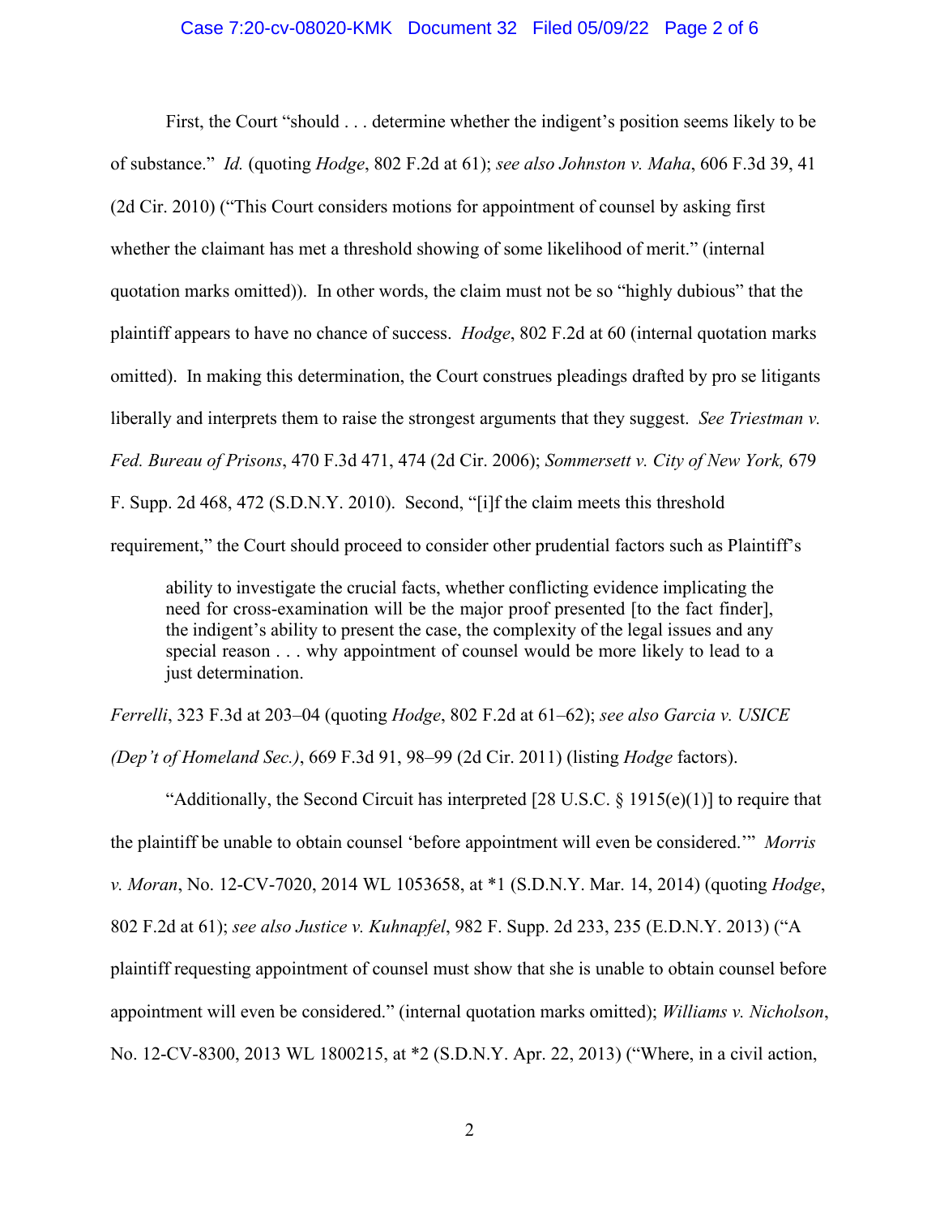First, the Court "should . . . determine whether the indigent's position seems likely to be of substance." *Id.* (quoting *Hodge*, 802 F.2d at 61); *see also Johnston v. Maha*, 606 F.3d 39, 41 (2d Cir. 2010) ("This Court considers motions for appointment of counsel by asking first whether the claimant has met a threshold showing of some likelihood of merit." (internal quotation marks omitted)). In other words, the claim must not be so "highly dubious" that the plaintiff appears to have no chance of success. *Hodge*, 802 F.2d at 60 (internal quotation marks omitted). In making this determination, the Court construes pleadings drafted by pro se litigants liberally and interprets them to raise the strongest arguments that they suggest. *See Triestman v. Fed. Bureau of Prisons*, 470 F.3d 471, 474 (2d Cir. 2006); *Sommersett v. City of New York,* 679 F. Supp. 2d 468, 472 (S.D.N.Y. 2010). Second, "[i]f the claim meets this threshold requirement," the Court should proceed to consider other prudential factors such as Plaintiff's

> ability to investigate the crucial facts, whether conflicting evidence implicating the need for cross-examination will be the major proof presented [to the fact finder], the indigent's ability to present the case, the complexity of the legal issues and any special reason . . . why appointment of counsel would be more likely to lead to a just determination.

*Ferrelli*, 323 F.3d at 203–04 (quoting *Hodge*, 802 F.2d at 61–62); *see also Garcia v. USICE (Dep't of Homeland Sec.)*, 669 F.3d 91, 98–99 (2d Cir. 2011) (listing *Hodge* factors).

"Additionally, the Second Circuit has interpreted [28 U.S.C. § 1915(e)(1)] to require that the plaintiff be unable to obtain counsel 'before appointment will even be considered.'" *Morris v. Moran*, No. 12-CV-7020, 2014 WL 1053658, at *1 (S.D.N.Y. Mar. 14, 2014) (quoting *Hodge*, 802 F.2d at 61); *see also Justice v. Kuhnapfel*, 982 F. Supp. 2d 233, 235 (E.D.N.Y. 2013) ("A plaintiff requesting appointment of counsel must show that she is unable to obtain counsel before appointment will even be considered." (internal quotation marks omitted); *Williams v. Nicholson*, No. 12-CV-8300, 2013 WL 1800215, at *2 (S.D.N.Y. Apr. 22, 2013) ("Where, in a civil action,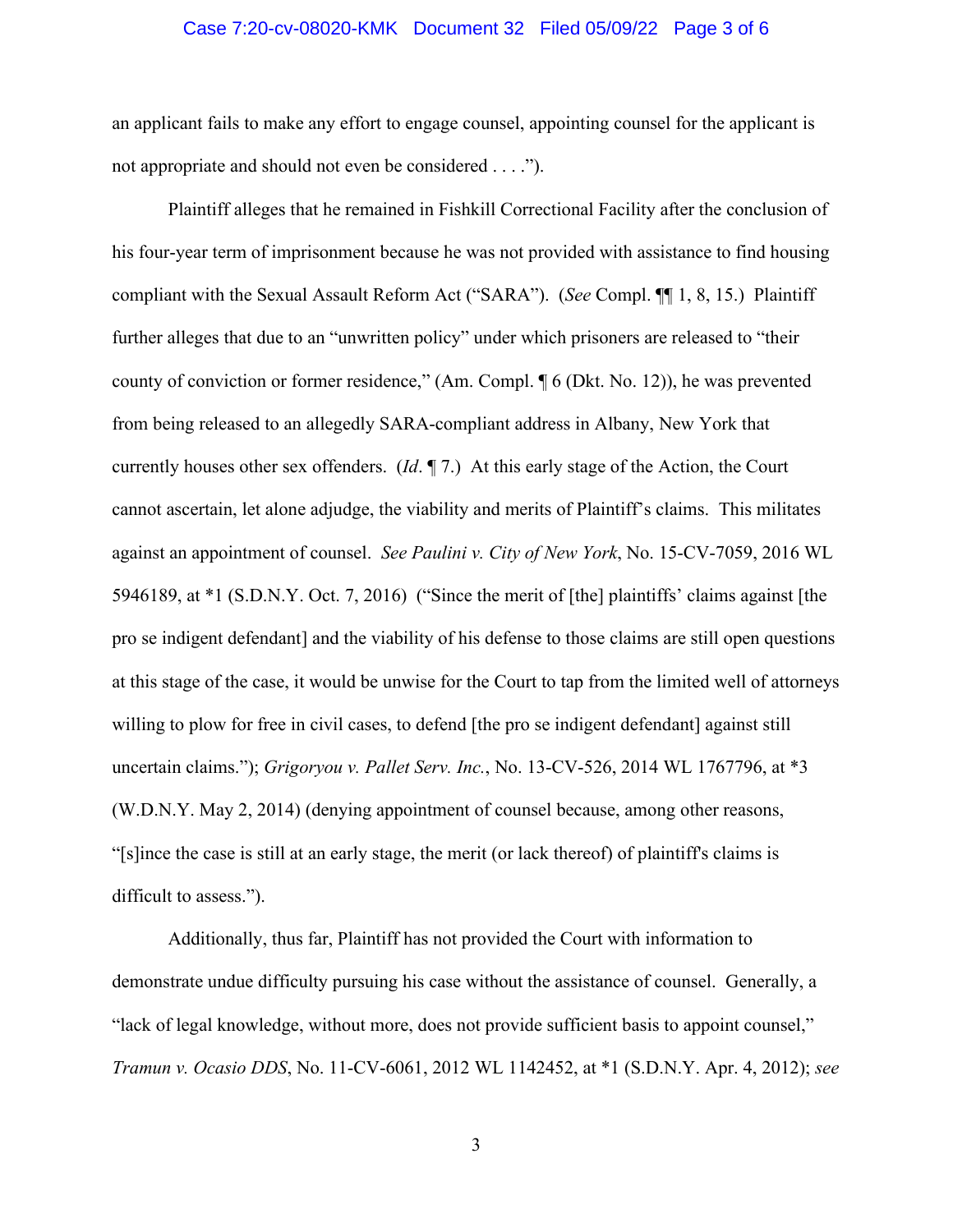an applicant fails to make any effort to engage counsel, appointing counsel for the applicant is not appropriate and should not even be considered . . . .").

Plaintiff alleges that he remained in Fishkill Correctional Facility after the conclusion of his four-year term of imprisonment because he was not provided with assistance to find housing compliant with the Sexual Assault Reform Act ("SARA"). (*See* Compl. ¶¶ 1, 8, 15.) Plaintiff further alleges that due to an "unwritten policy" under which prisoners are released to "their county of conviction or former residence," (Am. Compl. ¶ 6 (Dkt. No. 12)), he was prevented from being released to an allegedly SARA-compliant address in Albany, New York that currently houses other sex offenders. (*Id*. ¶ 7.) At this early stage of the Action, the Court cannot ascertain, let alone adjudge, the viability and merits of Plaintiff's claims. This militates against an appointment of counsel. *See Paulini v. City of New York*, No. 15-CV-7059, 2016 WL 5946189, at *1 (S.D.N.Y. Oct. 7, 2016) ("Since the merit of [the] plaintiffs' claims against [the pro se indigent defendant] and the viability of his defense to those claims are still open questions at this stage of the case, it would be unwise for the Court to tap from the limited well of attorneys willing to plow for free in civil cases, to defend [the pro se indigent defendant] against still uncertain claims."); *Grigoryou v. Pallet Serv. Inc.*, No. 13-CV-526, 2014 WL 1767796, at *3 (W.D.N.Y. May 2, 2014) (denying appointment of counsel because, among other reasons, "[s]ince the case is still at an early stage, the merit (or lack thereof) of plaintiff's claims is difficult to assess.").

Additionally, thus far, Plaintiff has not provided the Court with information to demonstrate undue difficulty pursuing his case without the assistance of counsel. Generally, a "lack of legal knowledge, without more, does not provide sufficient basis to appoint counsel," *Tramun v. Ocasio DDS*, No. 11-CV-6061, 2012 WL 1142452, at *1 (S.D.N.Y. Apr. 4, 2012); *see*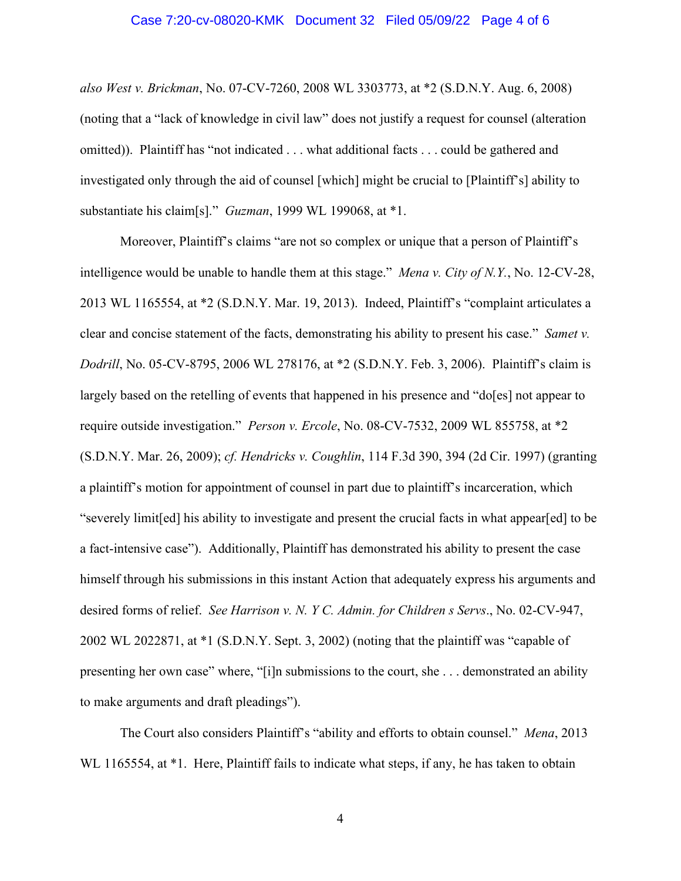*also West v. Brickman*, No. 07-CV-7260, 2008 WL 3303773, at *2 (S.D.N.Y. Aug. 6, 2008) (noting that a "lack of knowledge in civil law" does not justify a request for counsel (alteration omitted)). Plaintiff has "not indicated . . . what additional facts . . . could be gathered and investigated only through the aid of counsel [which] might be crucial to [Plaintiff's] ability to substantiate his claim[s]." *Guzman*, 1999 WL 199068, at *1.

Moreover, Plaintiff's claims "are not so complex or unique that a person of Plaintiff's intelligence would be unable to handle them at this stage." *Mena v. City of N.Y.*, No. 12-CV-28, 2013 WL 1165554, at *2 (S.D.N.Y. Mar. 19, 2013). Indeed, Plaintiff's "complaint articulates a clear and concise statement of the facts, demonstrating his ability to present his case." *Samet v. Dodrill*, No. 05-CV-8795, 2006 WL 278176, at *2 (S.D.N.Y. Feb. 3, 2006). Plaintiff's claim is largely based on the retelling of events that happened in his presence and "do[es] not appear to require outside investigation." *Person v. Ercole*, No. 08-CV-7532, 2009 WL 855758, at *2 (S.D.N.Y. Mar. 26, 2009); *cf. Hendricks v. Coughlin*, 114 F.3d 390, 394 (2d Cir. 1997) (granting a plaintiff's motion for appointment of counsel in part due to plaintiff's incarceration, which "severely limit[ed] his ability to investigate and present the crucial facts in what appear[ed] to be a fact-intensive case"). Additionally, Plaintiff has demonstrated his ability to present the case himself through his submissions in this instant Action that adequately express his arguments and desired forms of relief. *See Harrison v. N. Y C. Admin. for Children s Servs.*, No. 02-CV-947, 2002 WL 2022871, at *1 (S.D.N.Y. Sept. 3, 2002) (noting that the plaintiff was "capable of presenting her own case" where, "[i]n submissions to the court, she . . . demonstrated an ability to make arguments and draft pleadings").

The Court also considers Plaintiff's "ability and efforts to obtain counsel." *Mena*, 2013 WL 1165554, at *1. Here, Plaintiff fails to indicate what steps, if any, he has taken to obtain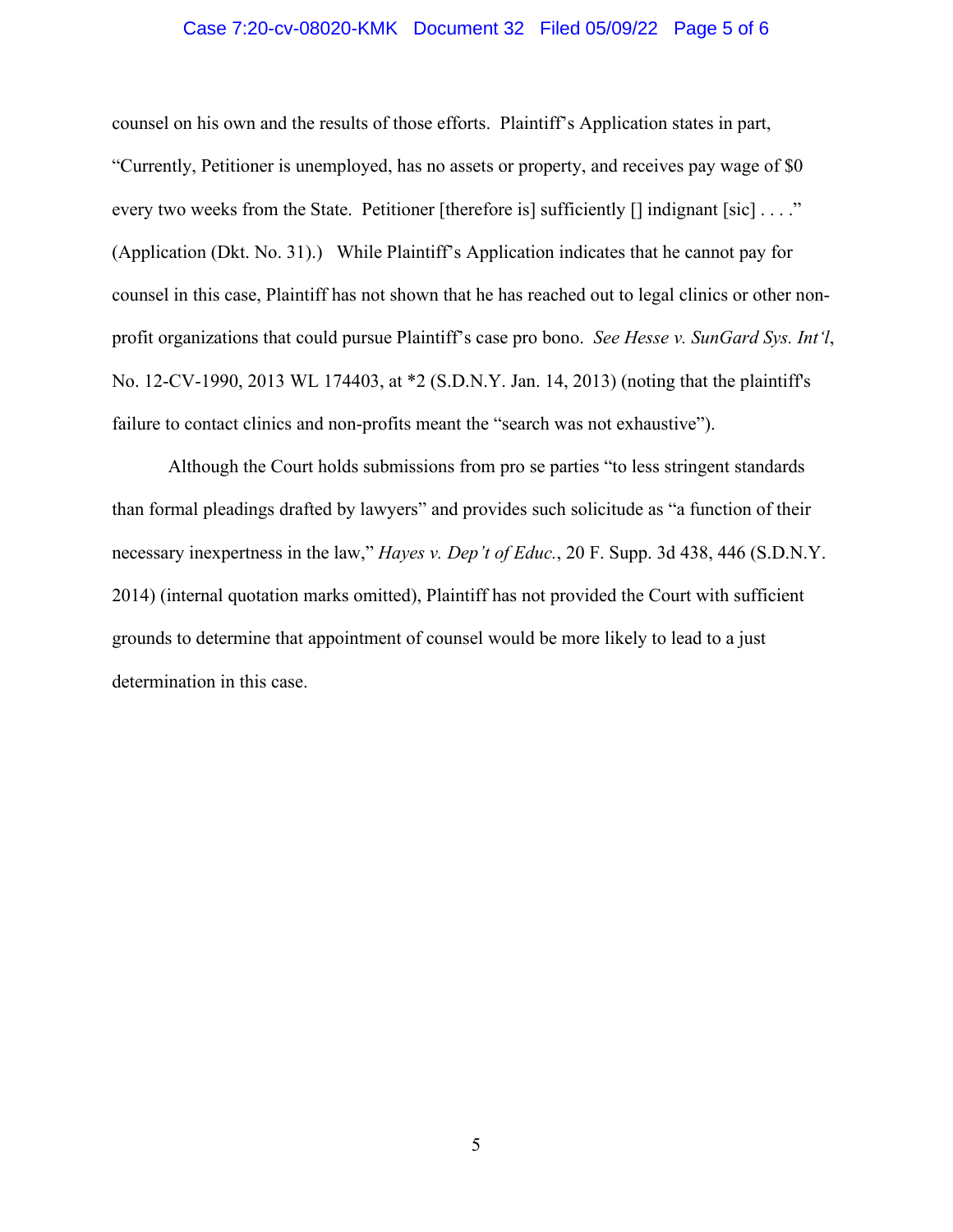counsel on his own and the results of those efforts. Plaintiff's Application states in part, "Currently, Petitioner is unemployed, has no assets or property, and receives pay wage of $0 every two weeks from the State. Petitioner [therefore is] sufficiently [] indignant [sic] . . . ." (Application (Dkt. No. 31).) While Plaintiff's Application indicates that he cannot pay for counsel in this case, Plaintiff has not shown that he has reached out to legal clinics or other non-profit organizations that could pursue Plaintiff's case pro bono. *See Hesse v. SunGard Sys. Int'l*, No. 12-CV-1990, 2013 WL 174403, at *2 (S.D.N.Y. Jan. 14, 2013) (noting that the plaintiff's failure to contact clinics and non-profits meant the "search was not exhaustive").

Although the Court holds submissions from pro se parties "to less stringent standards than formal pleadings drafted by lawyers" and provides such solicitude as "a function of their necessary inexpertness in the law," *Hayes v. Dep't of Educ.*, 20 F. Supp. 3d 438, 446 (S.D.N.Y. 2014) (internal quotation marks omitted), Plaintiff has not provided the Court with sufficient grounds to determine that appointment of counsel would be more likely to lead to a just determination in this case.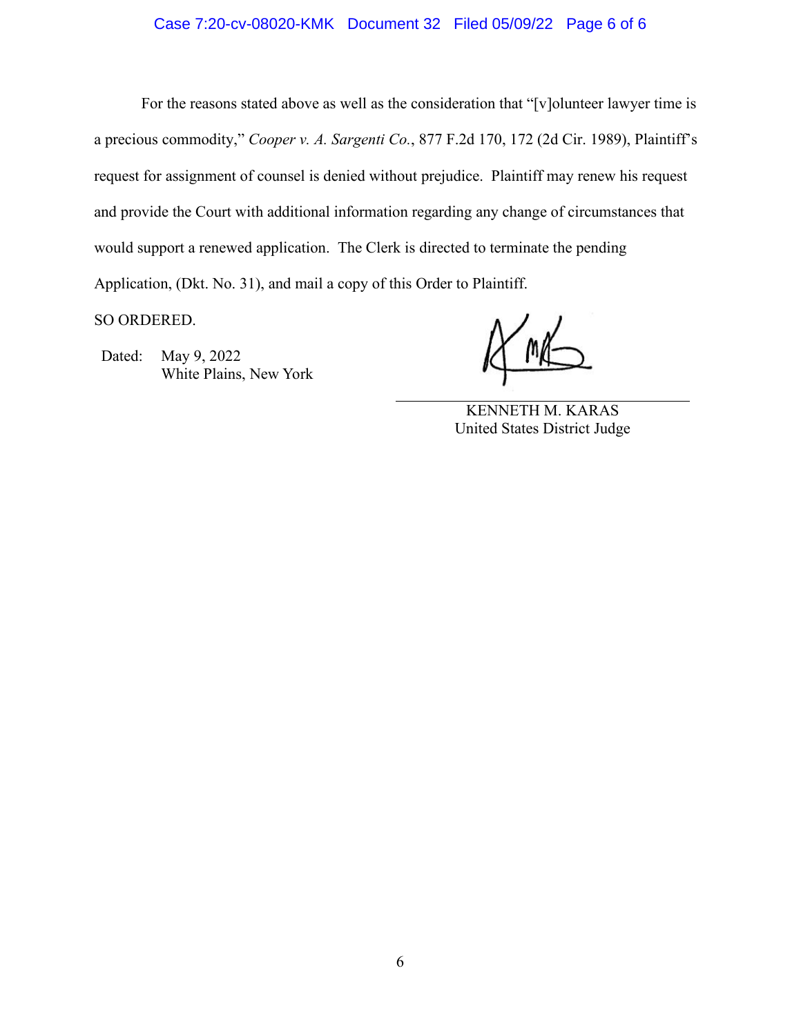For the reasons stated above as well as the consideration that "[v]olunteer lawyer time is a precious commodity," *Cooper v. A. Sargenti Co.*, 877 F.2d 170, 172 (2d Cir. 1989), Plaintiff's request for assignment of counsel is denied without prejudice. Plaintiff may renew his request and provide the Court with additional information regarding any change of circumstances that would support a renewed application. The Clerk is directed to terminate the pending Application, (Dkt. No. 31), and mail a copy of this Order to Plaintiff.

SO ORDERED.

Dated: May 9, 2022
White Plains, New York

KENNETH M. KARAS
United States District Judge